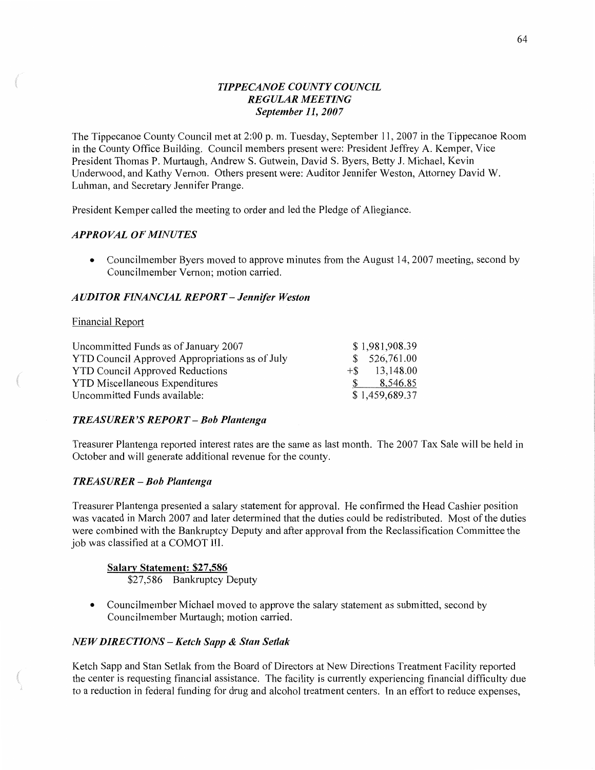# *TIPPECANOE COUNTY COUNCIL*
## *REGULAR MEETING*
### *September 11, 2007*

The Tippecanoe County Council met at 2:00 p. m. Tuesday, September 11, 2007 in the Tippecanoe Room in the County Office Building. Council members present were: President Jeffrey A. Kemper, Vice President Thomas P. Murtaugh, Andrew S. Gutwein, David S. Byers, Betty J. Michael, Kevin Underwood, and Kathy Vernon. Others present were: Auditor Jennifer Weston, Attorney David W. Luhman, and Secretary Jennifer Prange.

President Kemper called the meeting to order and led the Pledge of Allegiance.

### *APPROVAL OF MINUTES*

- Councilmember Byers moved to approve minutes from the August 14, 2007 meeting, second by Councilmember Vernon; motion carried.

### *AUDITOR FINANCIAL REPORT – Jennifer Weston*

Financial Report

| | |
|---|---|
| Uncommitted Funds as of January 2007 | $ 1,981,908.39 |
| YTD Council Approved Appropriations as of July | $ 526,761.00 |
| YTD Council Approved Reductions | +$ 13,148.00 |
| YTD Miscellaneous Expenditures | $ 8,546.85 |
| Uncommitted Funds available: | $ 1,459,689.37 |

### *TREASURER'S REPORT – Bob Plantenga*

Treasurer Plantenga reported interest rates are the same as last month. The 2007 Tax Sale will be held in October and will generate additional revenue for the county.

### *TREASURER – Bob Plantenga*

Treasurer Plantenga presented a salary statement for approval. He confirmed the Head Cashier position was vacated in March 2007 and later determined that the duties could be redistributed. Most of the duties were combined with the Bankruptcy Deputy and after approval from the Reclassification Committee the job was classified at a COMOT III.

**Salary Statement: $27,586**
$27,586 Bankruptcy Deputy

- Councilmember Michael moved to approve the salary statement as submitted, second by Councilmember Murtaugh; motion carried.

### *NEW DIRECTIONS – Ketch Sapp & Stan Setlak*

Ketch Sapp and Stan Setlak from the Board of Directors at New Directions Treatment Facility reported the center is requesting financial assistance. The facility is currently experiencing financial difficulty due to a reduction in federal funding for drug and alcohol treatment centers. In an effort to reduce expenses,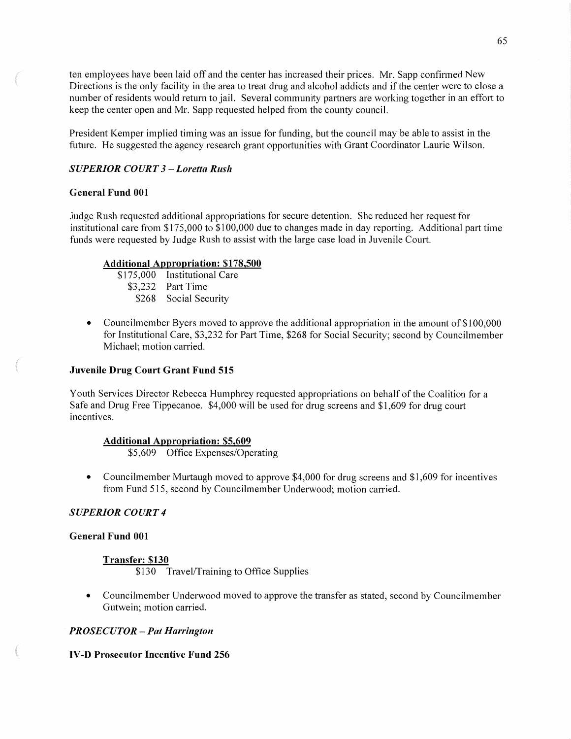ten employees have been laid off and the center has increased their prices. Mr. Sapp confirmed New Directions is the only facility in the area to treat drug and alcohol addicts and if the center were to close a number of residents would return to jail. Several community partners are working together in an effort to keep the center open and Mr. Sapp requested helped from the county council.

President Kemper implied timing was an issue for funding, but the council may be able to assist in the future. He suggested the agency research grant opportunities with Grant Coordinator Laurie Wilson.

### *SUPERIOR COURT 3 – Loretta Rush*

**General Fund 001**

Judge Rush requested additional appropriations for secure detention. She reduced her request for institutional care from $175,000 to $100,000 due to changes made in day reporting. Additional part time funds were requested by Judge Rush to assist with the large case load in Juvenile Court.

**Additional Appropriation: $178,500**

$175,000 Institutional Care
$3,232 Part Time
$268 Social Security

- Councilmember Byers moved to approve the additional appropriation in the amount of $100,000 for Institutional Care, $3,232 for Part Time, $268 for Social Security; second by Councilmember Michael; motion carried.

**Juvenile Drug Court Grant Fund 515**

Youth Services Director Rebecca Humphrey requested appropriations on behalf of the Coalition for a Safe and Drug Free Tippecanoe. $4,000 will be used for drug screens and $1,609 for drug court incentives.

**Additional Appropriation: $5,609**

$5,609 Office Expenses/Operating

- Councilmember Murtaugh moved to approve $4,000 for drug screens and $1,609 for incentives from Fund 515, second by Councilmember Underwood; motion carried.

### *SUPERIOR COURT 4*

**General Fund 001**

**Transfer: $130**

$130 Travel/Training to Office Supplies

- Councilmember Underwood moved to approve the transfer as stated, second by Councilmember Gutwein; motion carried.

### *PROSECUTOR – Pat Harrington*

**IV-D Prosecutor Incentive Fund 256**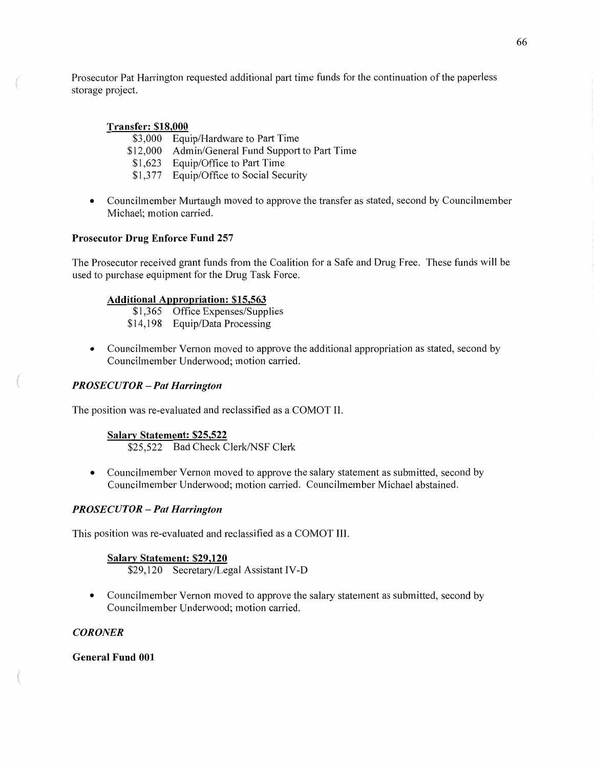Prosecutor Pat Harrington requested additional part time funds for the continuation of the paperless storage project.

**Transfer: $18,000**

| | |
|---|---|
| $3,000 | Equip/Hardware to Part Time |
| $12,000 | Admin/General Fund Support to Part Time |
| $1,623 | Equip/Office to Part Time |
| $1,377 | Equip/Office to Social Security |

- Councilmember Murtaugh moved to approve the transfer as stated, second by Councilmember Michael; motion carried.

**Prosecutor Drug Enforce Fund 257**

The Prosecutor received grant funds from the Coalition for a Safe and Drug Free. These funds will be used to purchase equipment for the Drug Task Force.

**Additional Appropriation: $15,563**

| | |
|---|---|
| $1,365 | Office Expenses/Supplies |
| $14,198 | Equip/Data Processing |

- Councilmember Vernon moved to approve the additional appropriation as stated, second by Councilmember Underwood; motion carried.

***PROSECUTOR – Pat Harrington***

The position was re-evaluated and reclassified as a COMOT II.

**Salary Statement: $25,522**

$25,522 Bad Check Clerk/NSF Clerk

- Councilmember Vernon moved to approve the salary statement as submitted, second by Councilmember Underwood; motion carried. Councilmember Michael abstained.

***PROSECUTOR – Pat Harrington***

This position was re-evaluated and reclassified as a COMOT III.

**Salary Statement: $29,120**

$29,120 Secretary/Legal Assistant IV-D

- Councilmember Vernon moved to approve the salary statement as submitted, second by Councilmember Underwood; motion carried.

***CORONER***

**General Fund 001**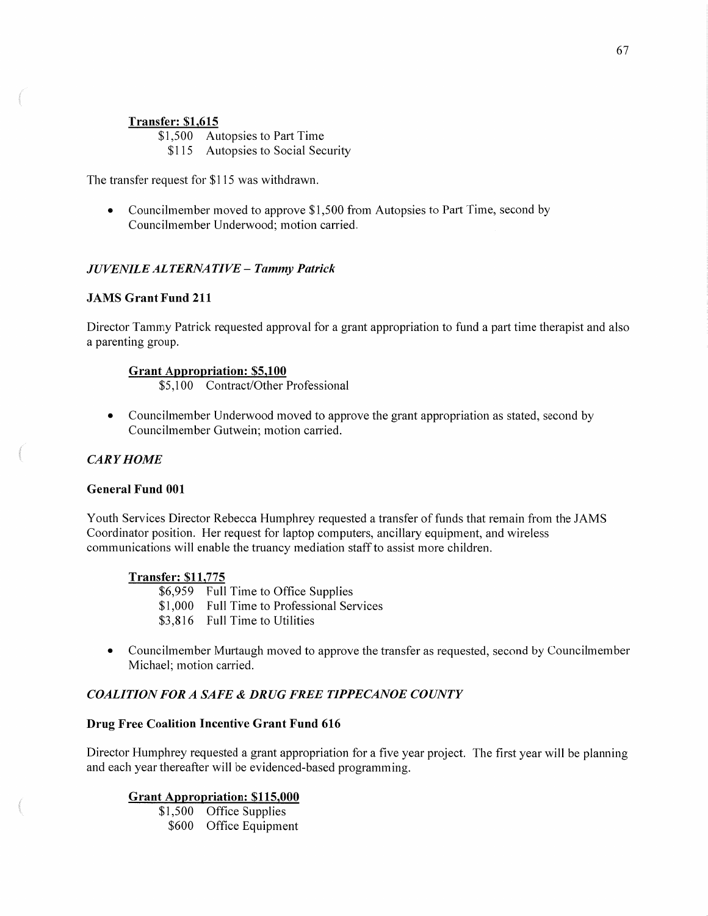**Transfer: $1,615**

$1,500 Autopsies to Part Time
$115 Autopsies to Social Security

The transfer request for $115 was withdrawn.

- Councilmember moved to approve $1,500 from Autopsies to Part Time, second by Councilmember Underwood; motion carried.

*JUVENILE ALTERNATIVE – Tammy Patrick*

**JAMS Grant Fund 211**

Director Tammy Patrick requested approval for a grant appropriation to fund a part time therapist and also a parenting group.

**Grant Appropriation: $5,100**

$5,100 Contract/Other Professional

- Councilmember Underwood moved to approve the grant appropriation as stated, second by Councilmember Gutwein; motion carried.

*CARY HOME*

**General Fund 001**

Youth Services Director Rebecca Humphrey requested a transfer of funds that remain from the JAMS Coordinator position. Her request for laptop computers, ancillary equipment, and wireless communications will enable the truancy mediation staff to assist more children.

**Transfer: $11,775**

$6,959 Full Time to Office Supplies
$1,000 Full Time to Professional Services
$3,816 Full Time to Utilities

- Councilmember Murtaugh moved to approve the transfer as requested, second by Councilmember Michael; motion carried.

*COALITION FOR A SAFE & DRUG FREE TIPPECANOE COUNTY*

**Drug Free Coalition Incentive Grant Fund 616**

Director Humphrey requested a grant appropriation for a five year project. The first year will be planning and each year thereafter will be evidenced-based programming.

**Grant Appropriation: $115,000**

$1,500 Office Supplies
$600 Office Equipment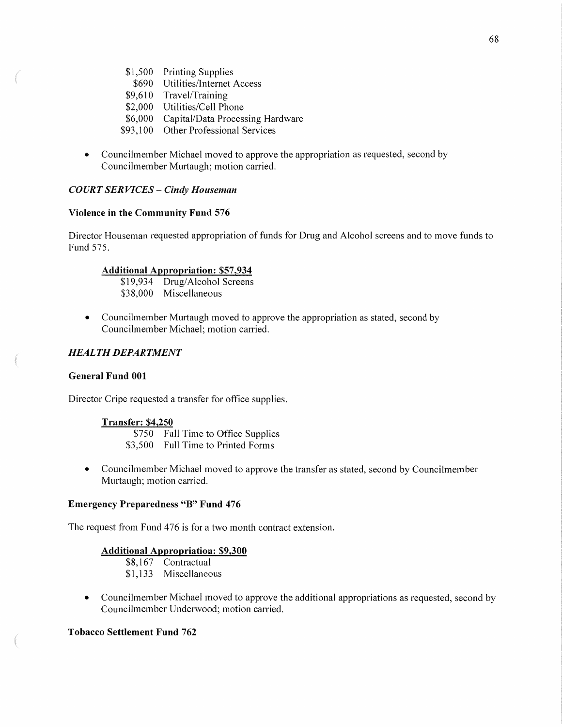$1,500 Printing Supplies
$690 Utilities/Internet Access
$9,610 Travel/Training
$2,000 Utilities/Cell Phone
$6,000 Capital/Data Processing Hardware
$93,100 Other Professional Services

- Councilmember Michael moved to approve the appropriation as requested, second by Councilmember Murtaugh; motion carried.

### *COURT SERVICES – Cindy Houseman*

**Violence in the Community Fund 576**

Director Houseman requested appropriation of funds for Drug and Alcohol screens and to move funds to Fund 575.

**Additional Appropriation: $57,934**
$19,934 Drug/Alcohol Screens
$38,000 Miscellaneous

- Councilmember Murtaugh moved to approve the appropriation as stated, second by Councilmember Michael; motion carried.

### *HEALTH DEPARTMENT*

**General Fund 001**

Director Cripe requested a transfer for office supplies.

**Transfer: $4,250**
$750 Full Time to Office Supplies
$3,500 Full Time to Printed Forms

- Councilmember Michael moved to approve the transfer as stated, second by Councilmember Murtaugh; motion carried.

**Emergency Preparedness "B" Fund 476**

The request from Fund 476 is for a two month contract extension.

**Additional Appropriation: $9,300**
$8,167 Contractual
$1,133 Miscellaneous

- Councilmember Michael moved to approve the additional appropriations as requested, second by Councilmember Underwood; motion carried.

**Tobacco Settlement Fund 762**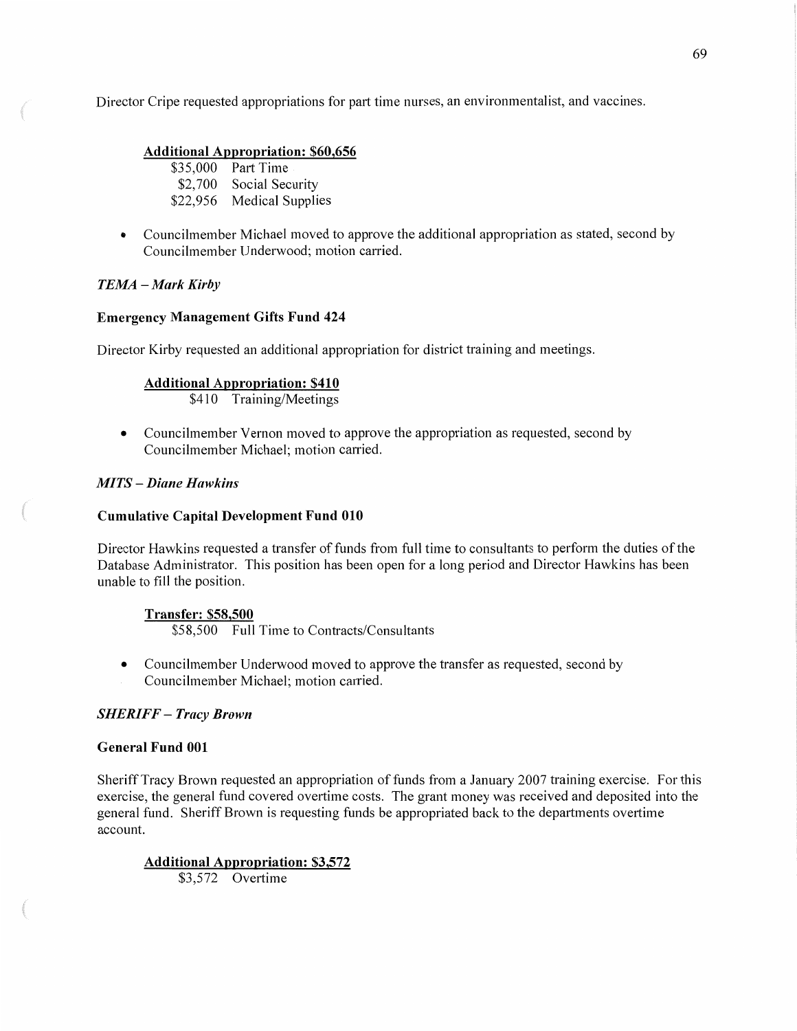Director Cripe requested appropriations for part time nurses, an environmentalist, and vaccines.

**<u>Additional Appropriation: $60,656</u>**

$35,000 Part Time
$2,700 Social Security
$22,956 Medical Supplies

- Councilmember Michael moved to approve the additional appropriation as stated, second by Councilmember Underwood; motion carried.

***TEMA – Mark Kirby***

**Emergency Management Gifts Fund 424**

Director Kirby requested an additional appropriation for district training and meetings.

**<u>Additional Appropriation: $410</u>**

$410 Training/Meetings

- Councilmember Vernon moved to approve the appropriation as requested, second by Councilmember Michael; motion carried.

***MITS – Diane Hawkins***

**Cumulative Capital Development Fund 010**

Director Hawkins requested a transfer of funds from full time to consultants to perform the duties of the Database Administrator. This position has been open for a long period and Director Hawkins has been unable to fill the position.

**<u>Transfer: $58,500</u>**

$58,500 Full Time to Contracts/Consultants

- Councilmember Underwood moved to approve the transfer as requested, second by Councilmember Michael; motion carried.

***SHERIFF – Tracy Brown***

**General Fund 001**

Sheriff Tracy Brown requested an appropriation of funds from a January 2007 training exercise. For this exercise, the general fund covered overtime costs. The grant money was received and deposited into the general fund. Sheriff Brown is requesting funds be appropriated back to the departments overtime account.

**<u>Additional Appropriation: $3,572</u>**

$3,572 Overtime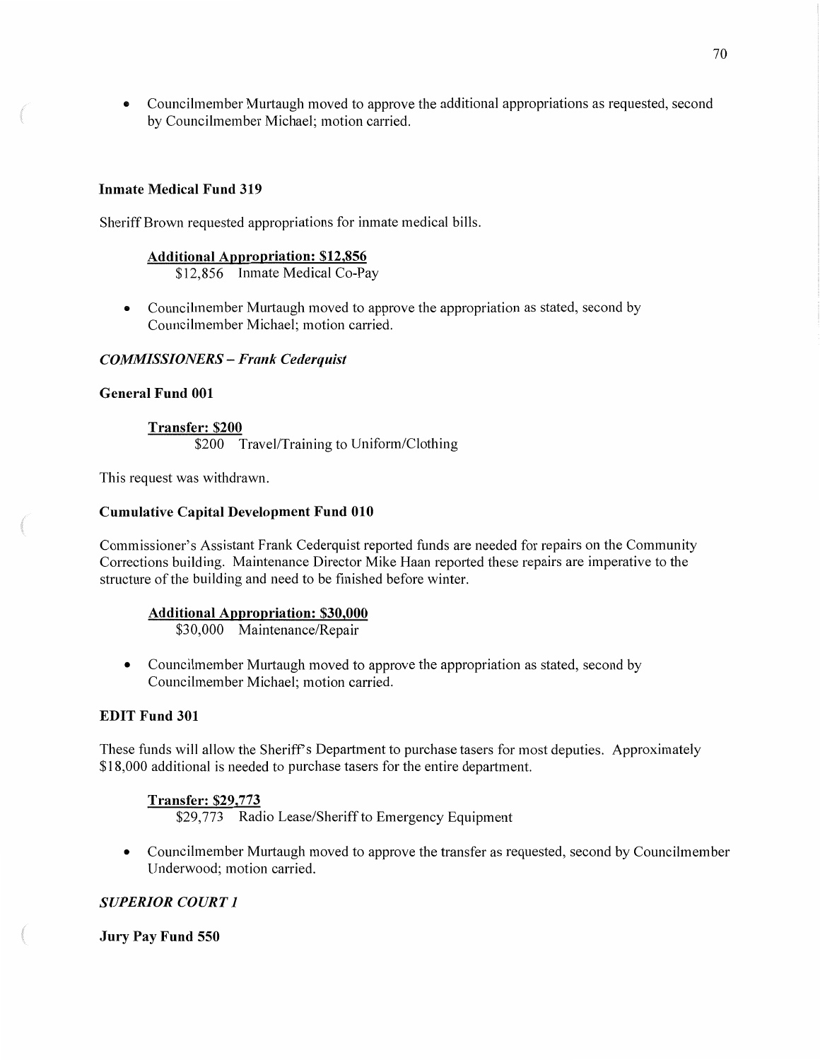- Councilmember Murtaugh moved to approve the additional appropriations as requested, second by Councilmember Michael; motion carried.

**Inmate Medical Fund 319**

Sheriff Brown requested appropriations for inmate medical bills.

**Additional Appropriation: $12,856**
$12,856 Inmate Medical Co-Pay

- Councilmember Murtaugh moved to approve the appropriation as stated, second by Councilmember Michael; motion carried.

***COMMISSIONERS – Frank Cederquist***

**General Fund 001**

**Transfer: $200**
$200 Travel/Training to Uniform/Clothing

This request was withdrawn.

**Cumulative Capital Development Fund 010**

Commissioner's Assistant Frank Cederquist reported funds are needed for repairs on the Community Corrections building. Maintenance Director Mike Haan reported these repairs are imperative to the structure of the building and need to be finished before winter.

**Additional Appropriation: $30,000**
$30,000 Maintenance/Repair

- Councilmember Murtaugh moved to approve the appropriation as stated, second by Councilmember Michael; motion carried.

**EDIT Fund 301**

These funds will allow the Sheriff's Department to purchase tasers for most deputies. Approximately $18,000 additional is needed to purchase tasers for the entire department.

**Transfer: $29,773**
$29,773 Radio Lease/Sheriff to Emergency Equipment

- Councilmember Murtaugh moved to approve the transfer as requested, second by Councilmember Underwood; motion carried.

***SUPERIOR COURT 1***

**Jury Pay Fund 550**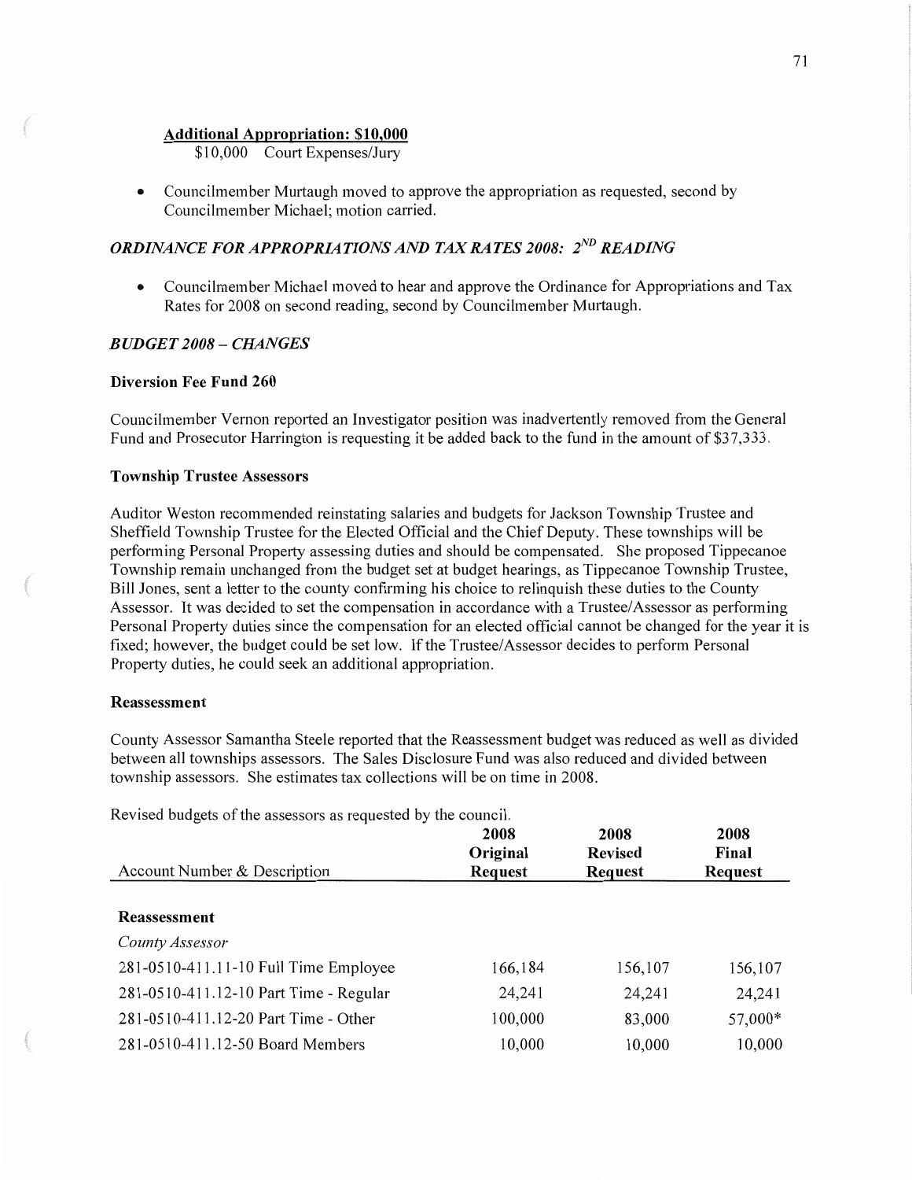**Additional Appropriation: $10,000**

$10,000 Court Expenses/Jury

- Councilmember Murtaugh moved to approve the appropriation as requested, second by Councilmember Michael; motion carried.

### *ORDINANCE FOR APPROPRIATIONS AND TAX RATES 2008: 2ND READING*

- Councilmember Michael moved to hear and approve the Ordinance for Appropriations and Tax Rates for 2008 on second reading, second by Councilmember Murtaugh.

### *BUDGET 2008 – CHANGES*

#### Diversion Fee Fund 260

Councilmember Vernon reported an Investigator position was inadvertently removed from the General Fund and Prosecutor Harrington is requesting it be added back to the fund in the amount of $37,333.

#### Township Trustee Assessors

Auditor Weston recommended reinstating salaries and budgets for Jackson Township Trustee and Sheffield Township Trustee for the Elected Official and the Chief Deputy. These townships will be performing Personal Property assessing duties and should be compensated. She proposed Tippecanoe Township remain unchanged from the budget set at budget hearings, as Tippecanoe Township Trustee, Bill Jones, sent a letter to the county confirming his choice to relinquish these duties to the County Assessor. It was decided to set the compensation in accordance with a Trustee/Assessor as performing Personal Property duties since the compensation for an elected official cannot be changed for the year it is fixed; however, the budget could be set low. If the Trustee/Assessor decides to perform Personal Property duties, he could seek an additional appropriation.

#### Reassessment

County Assessor Samantha Steele reported that the Reassessment budget was reduced as well as divided between all townships assessors. The Sales Disclosure Fund was also reduced and divided between township assessors. She estimates tax collections will be on time in 2008.

Revised budgets of the assessors as requested by the council.

| Account Number & Description | 2008 Original Request | 2008 Revised Request | 2008 Final Request |
|---|---|---|---|
| **Reassessment** | | | |
| *County Assessor* | | | |
| 281-0510-411.11-10 Full Time Employee | 166,184 | 156,107 | 156,107 |
| 281-0510-411.12-10 Part Time - Regular | 24,241 | 24,241 | 24,241 |
| 281-0510-411.12-20 Part Time - Other | 100,000 | 83,000 | 57,000* |
| 281-0510-411.12-50 Board Members | 10,000 | 10,000 | 10,000 |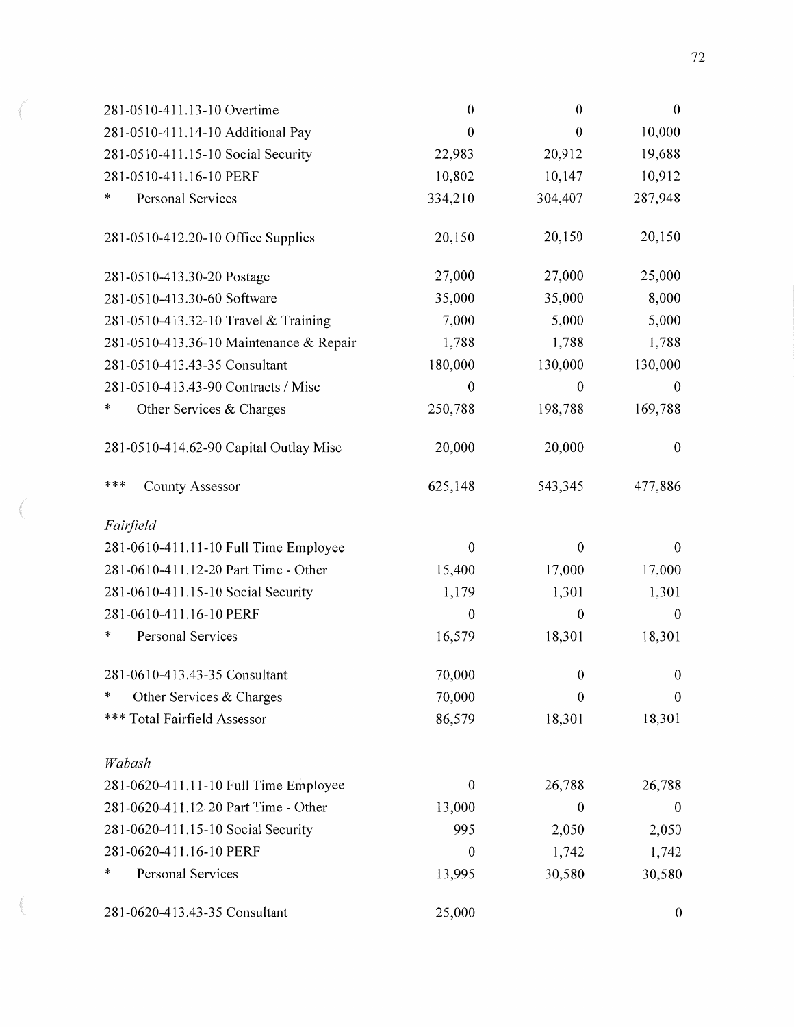| | | | |
|---|---|---|---|
| 281-0510-411.13-10 Overtime | 0 | 0 | 0 |
| 281-0510-411.14-10 Additional Pay | 0 | 0 | 10,000 |
| 281-0510-411.15-10 Social Security | 22,983 | 20,912 | 19,688 |
| 281-0510-411.16-10 PERF | 10,802 | 10,147 | 10,912 |
| * Personal Services | 334,210 | 304,407 | 287,948 |
| | | | |
| 281-0510-412.20-10 Office Supplies | 20,150 | 20,150 | 20,150 |
| | | | |
| 281-0510-413.30-20 Postage | 27,000 | 27,000 | 25,000 |
| 281-0510-413.30-60 Software | 35,000 | 35,000 | 8,000 |
| 281-0510-413.32-10 Travel & Training | 7,000 | 5,000 | 5,000 |
| 281-0510-413.36-10 Maintenance & Repair | 1,788 | 1,788 | 1,788 |
| 281-0510-413.43-35 Consultant | 180,000 | 130,000 | 130,000 |
| 281-0510-413.43-90 Contracts / Misc | 0 | 0 | 0 |
| * Other Services & Charges | 250,788 | 198,788 | 169,788 |
| | | | |
| 281-0510-414.62-90 Capital Outlay Misc | 20,000 | 20,000 | 0 |
| | | | |
| *** County Assessor | 625,148 | 543,345 | 477,886 |
| | | | |
| *Fairfield* | | | |
| 281-0610-411.11-10 Full Time Employee | 0 | 0 | 0 |
| 281-0610-411.12-20 Part Time - Other | 15,400 | 17,000 | 17,000 |
| 281-0610-411.15-10 Social Security | 1,179 | 1,301 | 1,301 |
| 281-0610-411.16-10 PERF | 0 | 0 | 0 |
| * Personal Services | 16,579 | 18,301 | 18,301 |
| | | | |
| 281-0610-413.43-35 Consultant | 70,000 | 0 | 0 |
| * Other Services & Charges | 70,000 | 0 | 0 |
| *** Total Fairfield Assessor | 86,579 | 18,301 | 18,301 |
| | | | |
| *Wabash* | | | |
| 281-0620-411.11-10 Full Time Employee | 0 | 26,788 | 26,788 |
| 281-0620-411.12-20 Part Time - Other | 13,000 | 0 | 0 |
| 281-0620-411.15-10 Social Security | 995 | 2,050 | 2,050 |
| 281-0620-411.16-10 PERF | 0 | 1,742 | 1,742 |
| * Personal Services | 13,995 | 30,580 | 30,580 |
| | | | |
| 281-0620-413.43-35 Consultant | 25,000 | | 0 |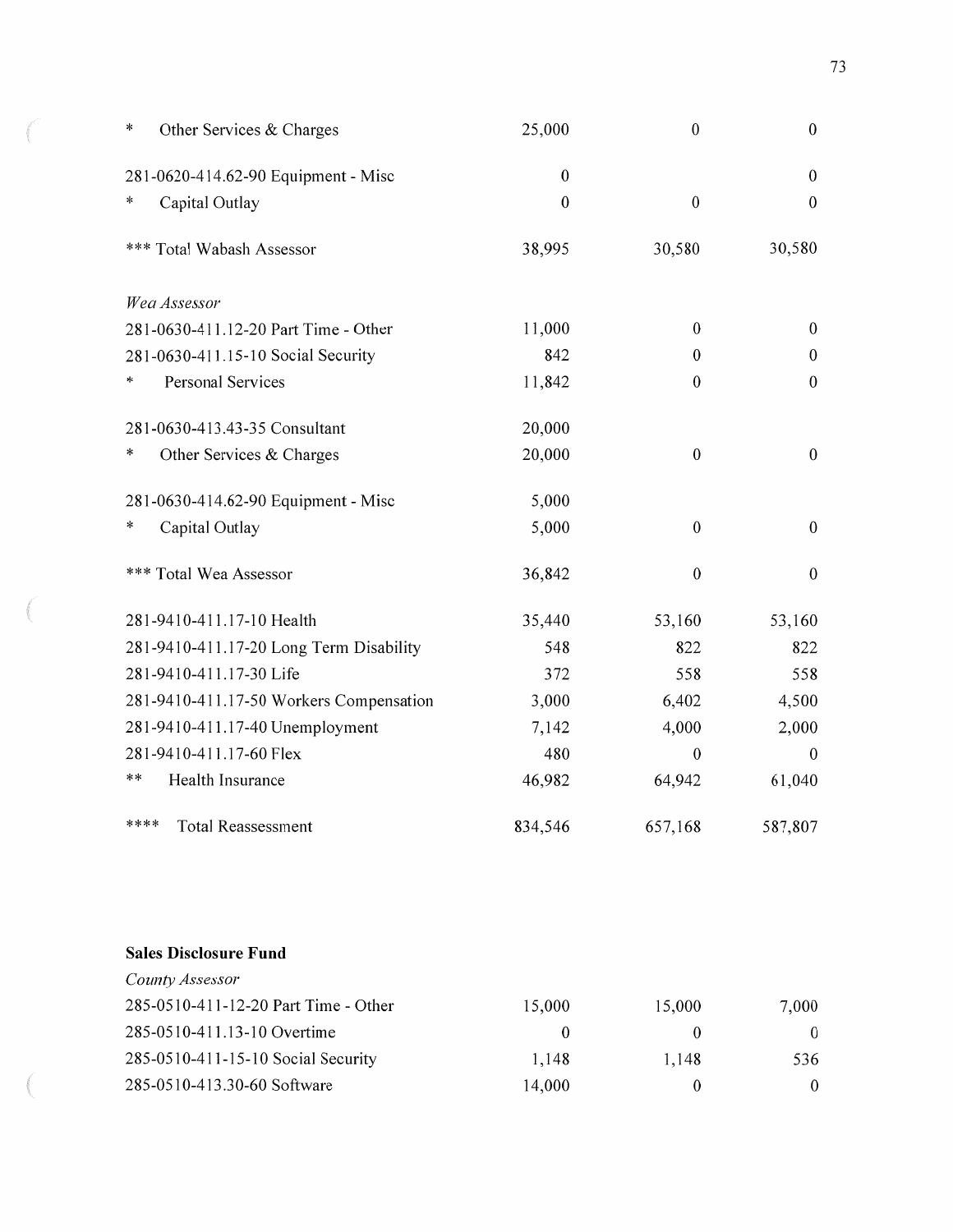| | | | |
|---|---|---|---|
| * Other Services & Charges | 25,000 | 0 | 0 |
| 281-0620-414.62-90 Equipment - Misc | 0 | | 0 |
| * Capital Outlay | 0 | 0 | 0 |
| *** Total Wabash Assessor | 38,995 | 30,580 | 30,580 |
| *Wea Assessor* | | | |
| 281-0630-411.12-20 Part Time - Other | 11,000 | 0 | 0 |
| 281-0630-411.15-10 Social Security | 842 | 0 | 0 |
| * Personal Services | 11,842 | 0 | 0 |
| 281-0630-413.43-35 Consultant | 20,000 | | |
| * Other Services & Charges | 20,000 | 0 | 0 |
| 281-0630-414.62-90 Equipment - Misc | 5,000 | | |
| * Capital Outlay | 5,000 | 0 | 0 |
| *** Total Wea Assessor | 36,842 | 0 | 0 |
| 281-9410-411.17-10 Health | 35,440 | 53,160 | 53,160 |
| 281-9410-411.17-20 Long Term Disability | 548 | 822 | 822 |
| 281-9410-411.17-30 Life | 372 | 558 | 558 |
| 281-9410-411.17-50 Workers Compensation | 3,000 | 6,402 | 4,500 |
| 281-9410-411.17-40 Unemployment | 7,142 | 4,000 | 2,000 |
| 281-9410-411.17-60 Flex | 480 | 0 | 0 |
| ** Health Insurance | 46,982 | 64,942 | 61,040 |
| **** Total Reassessment | 834,546 | 657,168 | 587,807 |

**Sales Disclosure Fund**

*County Assessor*

| | | | |
|---|---|---|---|
| 285-0510-411-12-20 Part Time - Other | 15,000 | 15,000 | 7,000 |
| 285-0510-411.13-10 Overtime | 0 | 0 | 0 |
| 285-0510-411-15-10 Social Security | 1,148 | 1,148 | 536 |
| 285-0510-413.30-60 Software | 14,000 | 0 | 0 |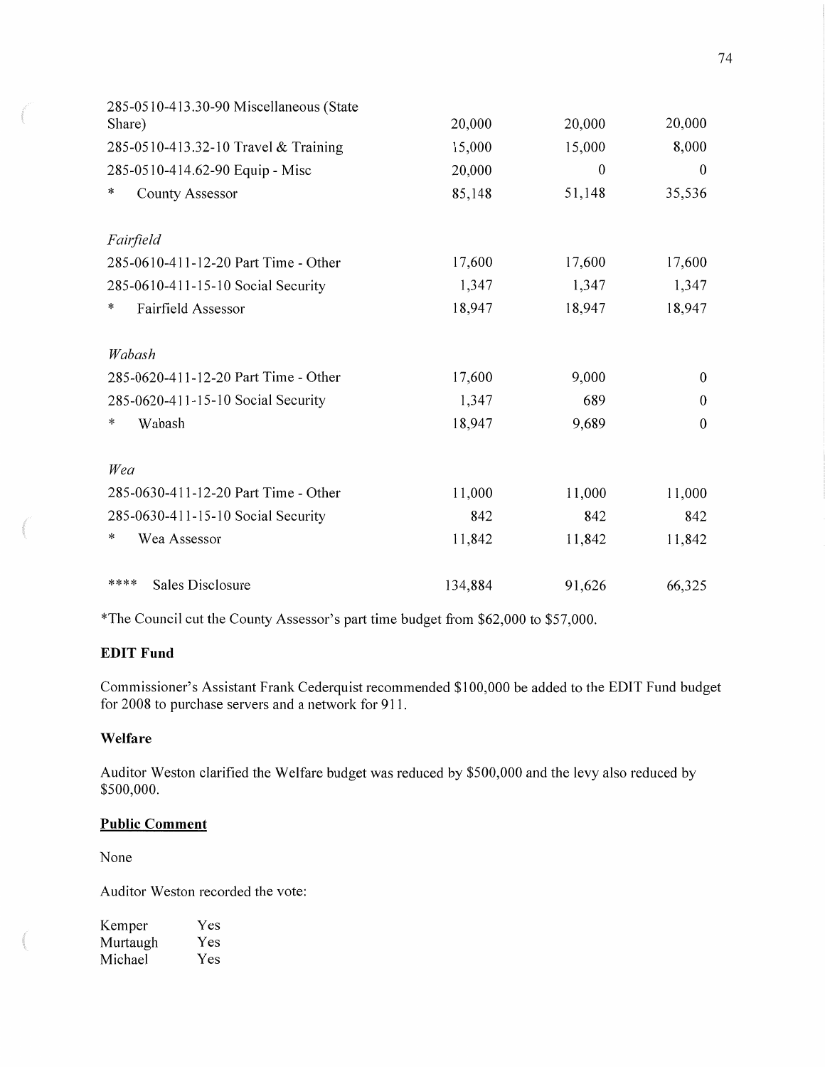| | | | |
|---|---|---|---|
| 285-0510-413.30-90 Miscellaneous (State Share) | 20,000 | 20,000 | 20,000 |
| 285-0510-413.32-10 Travel & Training | 15,000 | 15,000 | 8,000 |
| 285-0510-414.62-90 Equip - Misc | 20,000 | 0 | 0 |
| * County Assessor | 85,148 | 51,148 | 35,536 |
| | | | |
| *Fairfield* | | | |
| 285-0610-411-12-20 Part Time - Other | 17,600 | 17,600 | 17,600 |
| 285-0610-411-15-10 Social Security | 1,347 | 1,347 | 1,347 |
| * Fairfield Assessor | 18,947 | 18,947 | 18,947 |
| | | | |
| *Wabash* | | | |
| 285-0620-411-12-20 Part Time - Other | 17,600 | 9,000 | 0 |
| 285-0620-411-15-10 Social Security | 1,347 | 689 | 0 |
| * Wabash | 18,947 | 9,689 | 0 |
| | | | |
| *Wea* | | | |
| 285-0630-411-12-20 Part Time - Other | 11,000 | 11,000 | 11,000 |
| 285-0630-411-15-10 Social Security | 842 | 842 | 842 |
| * Wea Assessor | 11,842 | 11,842 | 11,842 |
| | | | |
| **** Sales Disclosure | 134,884 | 91,626 | 66,325 |

*The Council cut the County Assessor's part time budget from $62,000 to $57,000.

**EDIT Fund**

Commissioner's Assistant Frank Cederquist recommended $100,000 be added to the EDIT Fund budget for 2008 to purchase servers and a network for 911.

**Welfare**

Auditor Weston clarified the Welfare budget was reduced by $500,000 and the levy also reduced by $500,000.

**Public Comment**

None

Auditor Weston recorded the vote:

| | |
|---|---|
| Kemper | Yes |
| Murtaugh | Yes |
| Michael | Yes |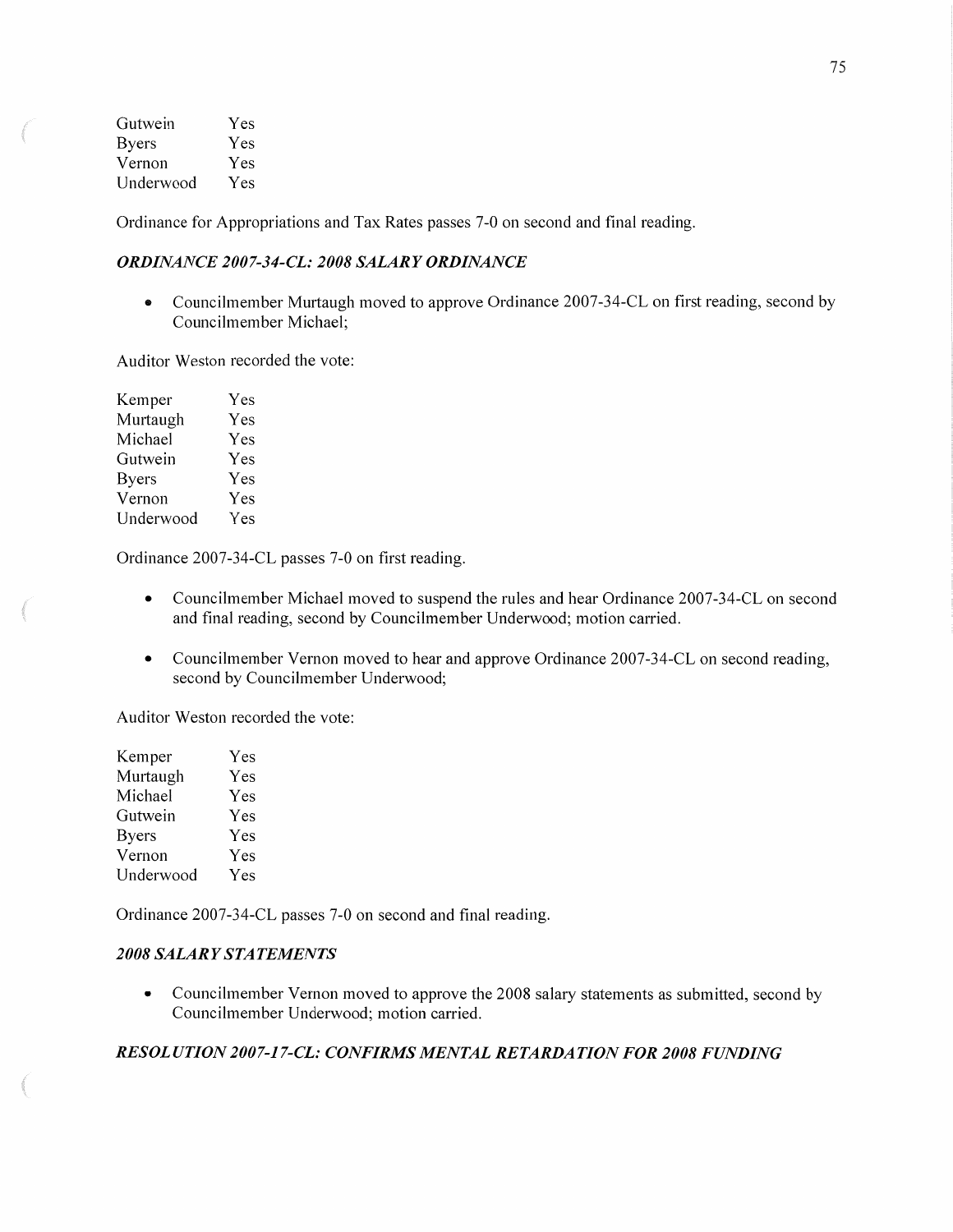| | |
|---|---|
| Gutwein | Yes |
| Byers | Yes |
| Vernon | Yes |
| Underwood | Yes |

Ordinance for Appropriations and Tax Rates passes 7-0 on second and final reading.

### *ORDINANCE 2007-34-CL: 2008 SALARY ORDINANCE*

- Councilmember Murtaugh moved to approve Ordinance 2007-34-CL on first reading, second by Councilmember Michael;

Auditor Weston recorded the vote:

| | |
|---|---|
| Kemper | Yes |
| Murtaugh | Yes |
| Michael | Yes |
| Gutwein | Yes |
| Byers | Yes |
| Vernon | Yes |
| Underwood | Yes |

Ordinance 2007-34-CL passes 7-0 on first reading.

- Councilmember Michael moved to suspend the rules and hear Ordinance 2007-34-CL on second and final reading, second by Councilmember Underwood; motion carried.

- Councilmember Vernon moved to hear and approve Ordinance 2007-34-CL on second reading, second by Councilmember Underwood;

Auditor Weston recorded the vote:

| | |
|---|---|
| Kemper | Yes |
| Murtaugh | Yes |
| Michael | Yes |
| Gutwein | Yes |
| Byers | Yes |
| Vernon | Yes |
| Underwood | Yes |

Ordinance 2007-34-CL passes 7-0 on second and final reading.

### *2008 SALARY STATEMENTS*

- Councilmember Vernon moved to approve the 2008 salary statements as submitted, second by Councilmember Underwood; motion carried.

### *RESOLUTION 2007-17-CL: CONFIRMS MENTAL RETARDATION FOR 2008 FUNDING*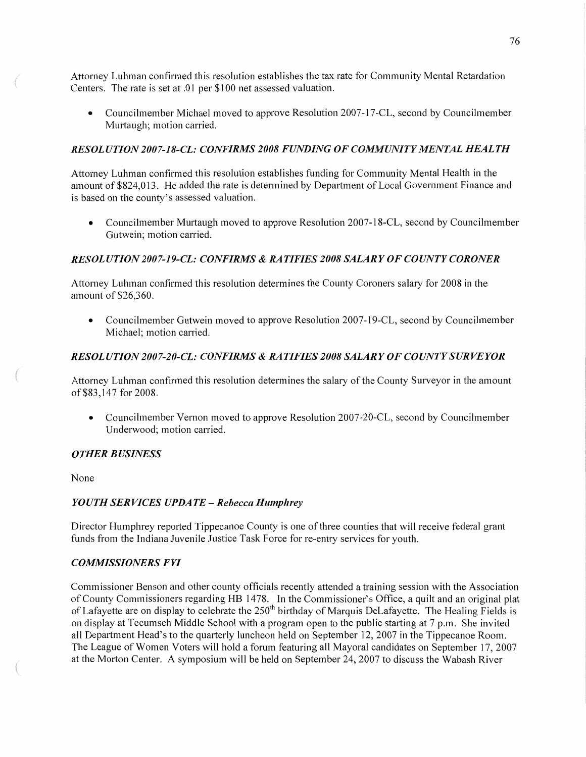Attorney Luhman confirmed this resolution establishes the tax rate for Community Mental Retardation Centers. The rate is set at .01 per $100 net assessed valuation.

- Councilmember Michael moved to approve Resolution 2007-17-CL, second by Councilmember Murtaugh; motion carried.

### *RESOLUTION 2007-18-CL: CONFIRMS 2008 FUNDING OF COMMUNITY MENTAL HEALTH*

Attorney Luhman confirmed this resolution establishes funding for Community Mental Health in the amount of $824,013. He added the rate is determined by Department of Local Government Finance and is based on the county's assessed valuation.

- Councilmember Murtaugh moved to approve Resolution 2007-18-CL, second by Councilmember Gutwein; motion carried.

### *RESOLUTION 2007-19-CL: CONFIRMS & RATIFIES 2008 SALARY OF COUNTY CORONER*

Attorney Luhman confirmed this resolution determines the County Coroners salary for 2008 in the amount of $26,360.

- Councilmember Gutwein moved to approve Resolution 2007-19-CL, second by Councilmember Michael; motion carried.

### *RESOLUTION 2007-20-CL: CONFIRMS & RATIFIES 2008 SALARY OF COUNTY SURVEYOR*

Attorney Luhman confirmed this resolution determines the salary of the County Surveyor in the amount of $83,147 for 2008.

- Councilmember Vernon moved to approve Resolution 2007-20-CL, second by Councilmember Underwood; motion carried.

### *OTHER BUSINESS*

None

### *YOUTH SERVICES UPDATE – Rebecca Humphrey*

Director Humphrey reported Tippecanoe County is one of three counties that will receive federal grant funds from the Indiana Juvenile Justice Task Force for re-entry services for youth.

### *COMMISSIONERS FYI*

Commissioner Benson and other county officials recently attended a training session with the Association of County Commissioners regarding HB 1478. In the Commissioner's Office, a quilt and an original plat of Lafayette are on display to celebrate the 250th birthday of Marquis DeLafayette. The Healing Fields is on display at Tecumseh Middle School with a program open to the public starting at 7 p.m. She invited all Department Head's to the quarterly luncheon held on September 12, 2007 in the Tippecanoe Room. The League of Women Voters will hold a forum featuring all Mayoral candidates on September 17, 2007 at the Morton Center. A symposium will be held on September 24, 2007 to discuss the Wabash River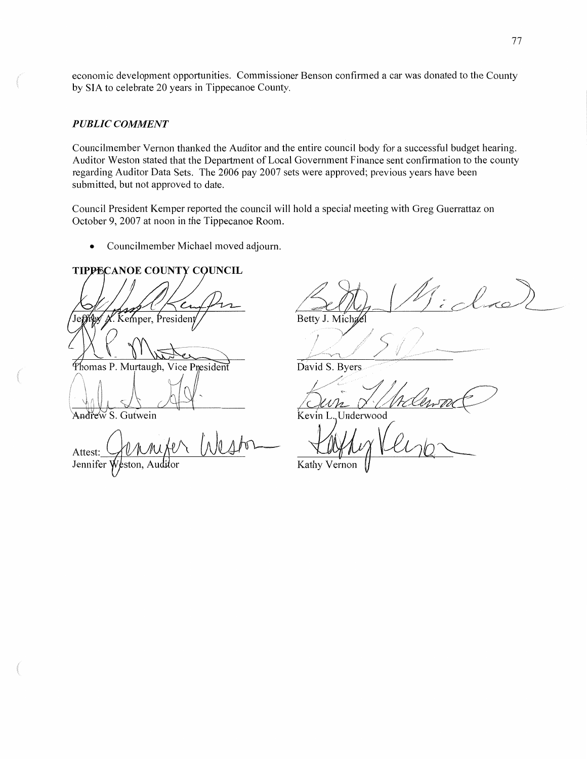economic development opportunities. Commissioner Benson confirmed a car was donated to the County by SIA to celebrate 20 years in Tippecanoe County.

## *PUBLIC COMMENT*

Councilmember Vernon thanked the Auditor and the entire council body for a successful budget hearing. Auditor Weston stated that the Department of Local Government Finance sent confirmation to the county regarding Auditor Data Sets. The 2006 pay 2007 sets were approved; previous years have been submitted, but not approved to date.

Council President Kemper reported the council will hold a special meeting with Greg Guerrattaz on October 9, 2007 at noon in the Tippecanoe Room.

- Councilmember Michael moved adjourn.

**TIPPECANOE COUNTY COUNCIL**

| | |
|---|---|
| Jeffrey A. Kemper, President | Betty J. Michael |
| Thomas P. Murtaugh, Vice President | David S. Byers |
| Andrew S. Gutwein | Kevin L. Underwood |
| Attest: Jennifer Weston, Auditor | Kathy Vernon |